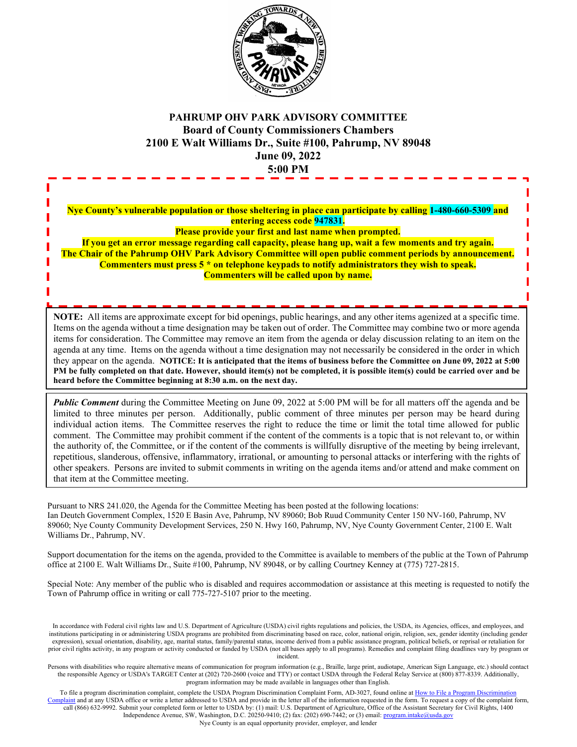# PAHRUMP OHV PARK ADVISORY COMMITTEE

**Board of County Commissioners Chambers**
**2100 E Walt Williams Dr., Suite #100, Pahrump, NV 89048**
**June 09, 2022**
**5:00 PM**

**Nye County's vulnerable population or those sheltering in place can participate by calling 1-480-660-5309 and entering access code 947831.**
**Please provide your first and last name when prompted.**
**If you get an error message regarding call capacity, please hang up, wait a few moments and try again.**
**The Chair of the Pahrump OHV Park Advisory Committee will open public comment periods by announcement.**
**Commenters must press 5 * on telephone keypads to notify administrators they wish to speak.**
**Commenters will be called upon by name.**

**NOTE:** All items are approximate except for bid openings, public hearings, and any other items agenized at a specific time. Items on the agenda without a time designation may be taken out of order. The Committee may combine two or more agenda items for consideration. The Committee may remove an item from the agenda or delay discussion relating to an item on the agenda at any time. Items on the agenda without a time designation may not necessarily be considered in the order in which they appear on the agenda. **NOTICE: It is anticipated that the items of business before the Committee on June 09, 2022 at 5:00 PM be fully completed on that date. However, should item(s) not be completed, it is possible item(s) could be carried over and be heard before the Committee beginning at 8:30 a.m. on the next day.**

***Public Comment*** during the Committee Meeting on June 09, 2022 at 5:00 PM will be for all matters off the agenda and be limited to three minutes per person. Additionally, public comment of three minutes per person may be heard during individual action items. The Committee reserves the right to reduce the time or limit the total time allowed for public comment. The Committee may prohibit comment if the content of the comments is a topic that is not relevant to, or within the authority of, the Committee, or if the content of the comments is willfully disruptive of the meeting by being irrelevant, repetitious, slanderous, offensive, inflammatory, irrational, or amounting to personal attacks or interfering with the rights of other speakers. Persons are invited to submit comments in writing on the agenda items and/or attend and make comment on that item at the Committee meeting.

Pursuant to NRS 241.020, the Agenda for the Committee Meeting has been posted at the following locations: Ian Deutch Government Complex, 1520 E Basin Ave, Pahrump, NV 89060; Bob Ruud Community Center 150 NV-160, Pahrump, NV 89060; Nye County Community Development Services, 250 N. Hwy 160, Pahrump, NV, Nye County Government Center, 2100 E. Walt Williams Dr., Pahrump, NV.

Support documentation for the items on the agenda, provided to the Committee is available to members of the public at the Town of Pahrump office at 2100 E. Walt Williams Dr., Suite #100, Pahrump, NV 89048, or by calling Courtney Kenney at (775) 727-2815.

Special Note: Any member of the public who is disabled and requires accommodation or assistance at this meeting is requested to notify the Town of Pahrump office in writing or call 775-727-5107 prior to the meeting.

In accordance with Federal civil rights law and U.S. Department of Agriculture (USDA) civil rights regulations and policies, the USDA, its Agencies, offices, and employees, and institutions participating in or administering USDA programs are prohibited from discriminating based on race, color, national origin, religion, sex, gender identity (including gender expression), sexual orientation, disability, age, marital status, family/parental status, income derived from a public assistance program, political beliefs, or reprisal or retaliation for prior civil rights activity, in any program or activity conducted or funded by USDA (not all bases apply to all programs). Remedies and complaint filing deadlines vary by program or incident.

Persons with disabilities who require alternative means of communication for program information (e.g., Braille, large print, audiotape, American Sign Language, etc.) should contact the responsible Agency or USDA's TARGET Center at (202) 720-2600 (voice and TTY) or contact USDA through the Federal Relay Service at (800) 877-8339. Additionally, program information may be made available in languages other than English.

To file a program discrimination complaint, complete the USDA Program Discrimination Complaint Form, AD-3027, found online at How to File a Program Discrimination Complaint and at any USDA office or write a letter addressed to USDA and provide in the letter all of the information requested in the form. To request a copy of the complaint form, call (866) 632-9992. Submit your completed form or letter to USDA by: (1) mail: U.S. Department of Agriculture, Office of the Assistant Secretary for Civil Rights, 1400 Independence Avenue, SW, Washington, D.C. 20250-9410; (2) fax: (202) 690-7442; or (3) email: program.intake@usda.gov

Nye County is an equal opportunity provider, employer, and lender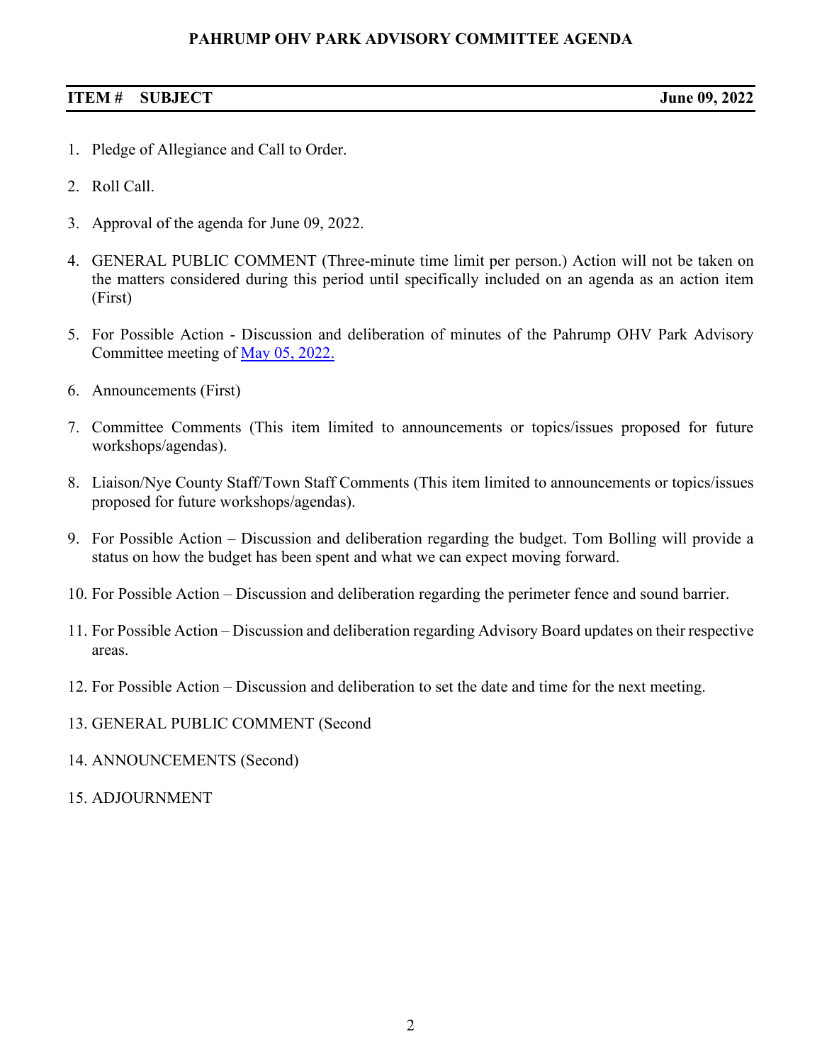**PAHRUMP OHV PARK ADVISORY COMMITTEE AGENDA**

| **ITEM #** | **SUBJECT** | **June 09, 2022** |
|---|---|---|

1. Pledge of Allegiance and Call to Order.
2. Roll Call.
3. Approval of the agenda for June 09, 2022.
4. GENERAL PUBLIC COMMENT (Three-minute time limit per person.) Action will not be taken on the matters considered during this period until specifically included on an agenda as an action item (First)
5. For Possible Action - Discussion and deliberation of minutes of the Pahrump OHV Park Advisory Committee meeting of May 05, 2022.
6. Announcements (First)
7. Committee Comments (This item limited to announcements or topics/issues proposed for future workshops/agendas).
8. Liaison/Nye County Staff/Town Staff Comments (This item limited to announcements or topics/issues proposed for future workshops/agendas).
9. For Possible Action – Discussion and deliberation regarding the budget. Tom Bolling will provide a status on how the budget has been spent and what we can expect moving forward.
10. For Possible Action – Discussion and deliberation regarding the perimeter fence and sound barrier.
11. For Possible Action – Discussion and deliberation regarding Advisory Board updates on their respective areas.
12. For Possible Action – Discussion and deliberation to set the date and time for the next meeting.
13. GENERAL PUBLIC COMMENT (Second
14. ANNOUNCEMENTS (Second)
15. ADJOURNMENT